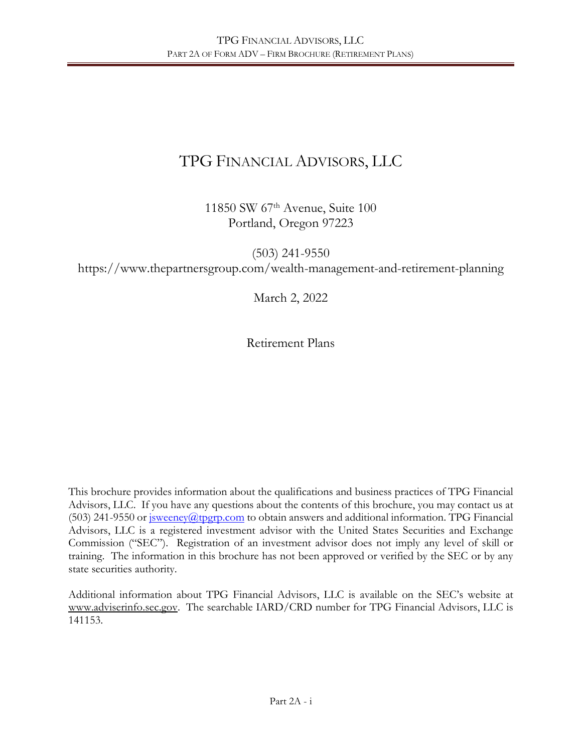# TPG Financial Advisors, LLC

11850 SW 67th Avenue, Suite 100
Portland, Oregon 97223

(503) 241-9550
https://www.thepartnersgroup.com/wealth-management-and-retirement-planning

March 2, 2022

Retirement Plans

This brochure provides information about the qualifications and business practices of TPG Financial Advisors, LLC. If you have any questions about the contents of this brochure, you may contact us at (503) 241-9550 or jsweeney@tpgrp.com to obtain answers and additional information. TPG Financial Advisors, LLC is a registered investment advisor with the United States Securities and Exchange Commission ("SEC"). Registration of an investment advisor does not imply any level of skill or training. The information in this brochure has not been approved or verified by the SEC or by any state securities authority.

Additional information about TPG Financial Advisors, LLC is available on the SEC's website at www.adviserinfo.sec.gov. The searchable IARD/CRD number for TPG Financial Advisors, LLC is 141153.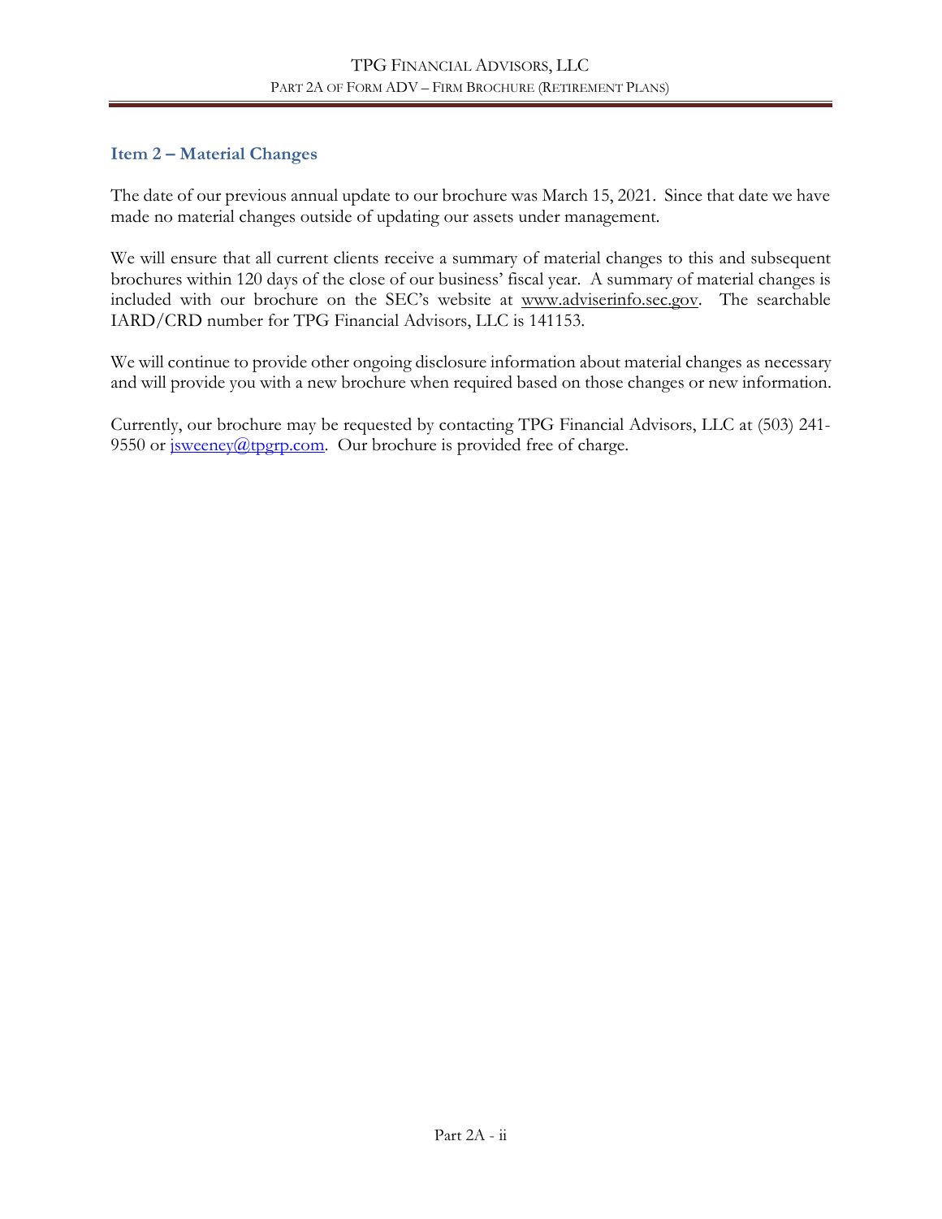## Item 2 – Material Changes

The date of our previous annual update to our brochure was March 15, 2021. Since that date we have made no material changes outside of updating our assets under management.

We will ensure that all current clients receive a summary of material changes to this and subsequent brochures within 120 days of the close of our business' fiscal year. A summary of material changes is included with our brochure on the SEC's website at www.adviserinfo.sec.gov. The searchable IARD/CRD number for TPG Financial Advisors, LLC is 141153.

We will continue to provide other ongoing disclosure information about material changes as necessary and will provide you with a new brochure when required based on those changes or new information.

Currently, our brochure may be requested by contacting TPG Financial Advisors, LLC at (503) 241-9550 or jsweeney@tpgrp.com. Our brochure is provided free of charge.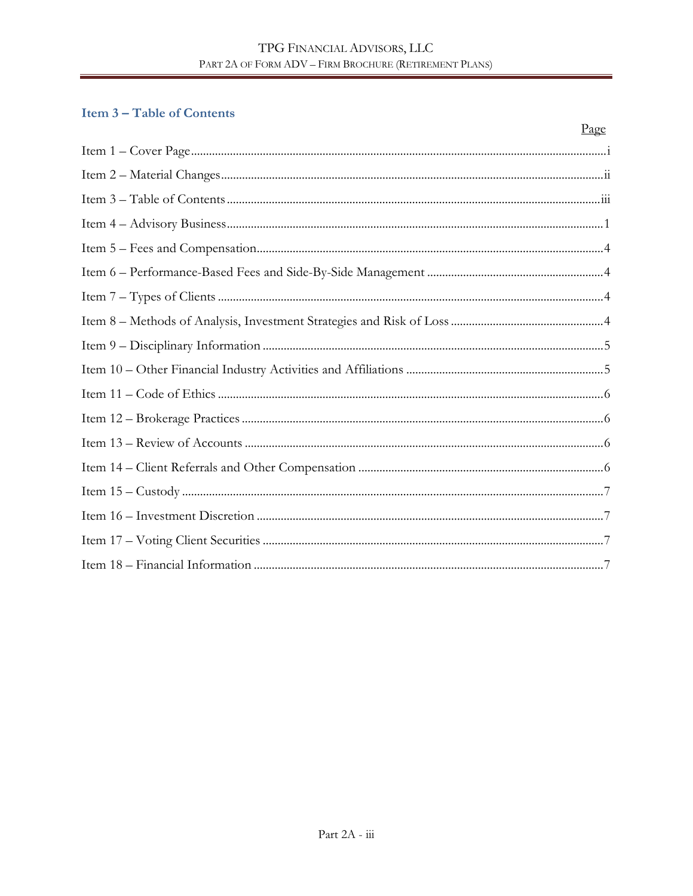## Item 3 – Table of Contents

| | Page |
|---|---|
| Item 1 – Cover Page | i |
| Item 2 – Material Changes | ii |
| Item 3 – Table of Contents | iii |
| Item 4 – Advisory Business | 1 |
| Item 5 – Fees and Compensation | 4 |
| Item 6 – Performance-Based Fees and Side-By-Side Management | 4 |
| Item 7 – Types of Clients | 4 |
| Item 8 – Methods of Analysis, Investment Strategies and Risk of Loss | 4 |
| Item 9 – Disciplinary Information | 5 |
| Item 10 – Other Financial Industry Activities and Affiliations | 5 |
| Item 11 – Code of Ethics | 6 |
| Item 12 – Brokerage Practices | 6 |
| Item 13 – Review of Accounts | 6 |
| Item 14 – Client Referrals and Other Compensation | 6 |
| Item 15 – Custody | 7 |
| Item 16 – Investment Discretion | 7 |
| Item 17 – Voting Client Securities | 7 |
| Item 18 – Financial Information | 7 |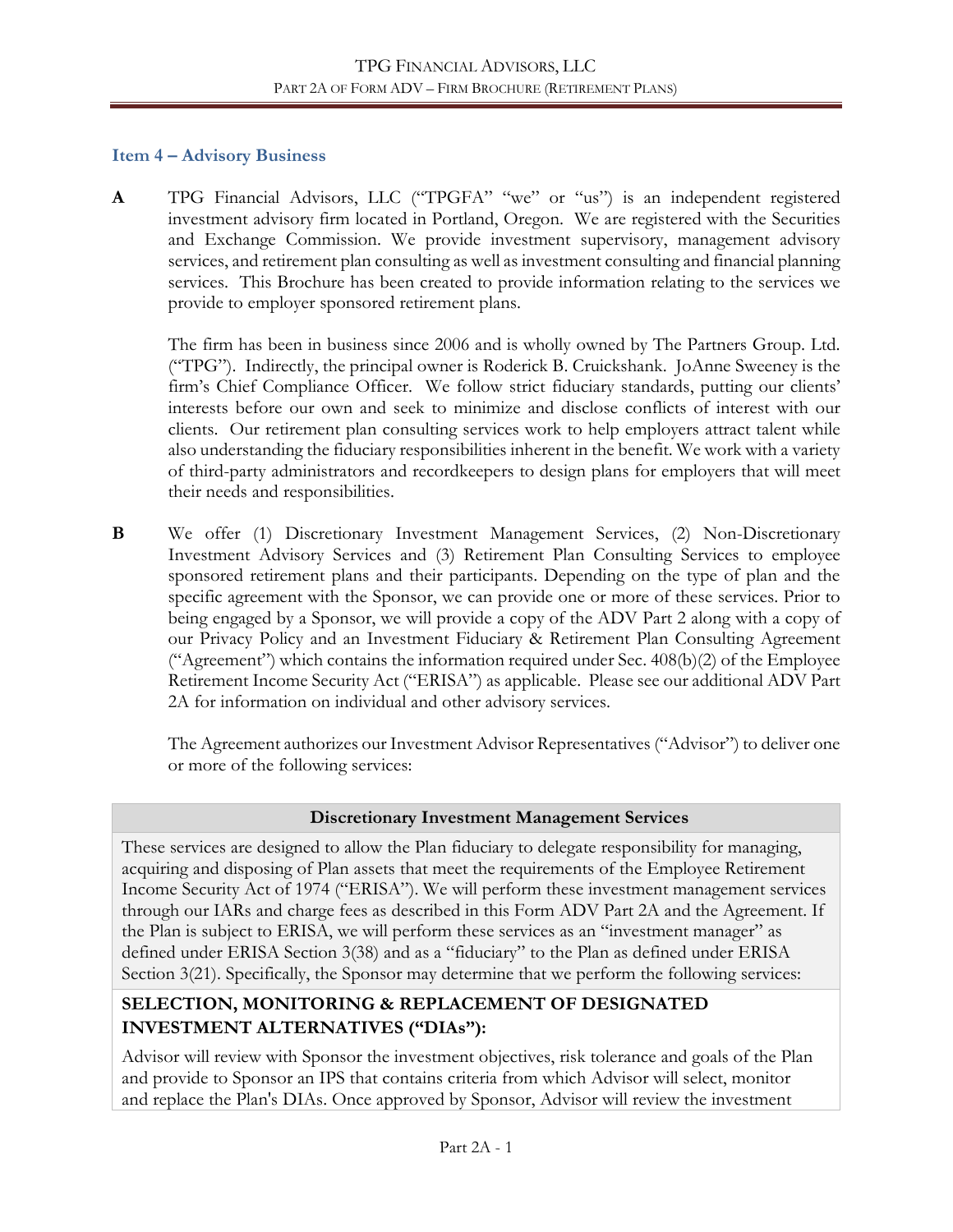## Item 4 – Advisory Business

**A** TPG Financial Advisors, LLC ("TPGFA" "we" or "us") is an independent registered investment advisory firm located in Portland, Oregon. We are registered with the Securities and Exchange Commission. We provide investment supervisory, management advisory services, and retirement plan consulting as well as investment consulting and financial planning services. This Brochure has been created to provide information relating to the services we provide to employer sponsored retirement plans.

The firm has been in business since 2006 and is wholly owned by The Partners Group. Ltd. ("TPG"). Indirectly, the principal owner is Roderick B. Cruickshank. JoAnne Sweeney is the firm's Chief Compliance Officer. We follow strict fiduciary standards, putting our clients' interests before our own and seek to minimize and disclose conflicts of interest with our clients. Our retirement plan consulting services work to help employers attract talent while also understanding the fiduciary responsibilities inherent in the benefit. We work with a variety of third-party administrators and recordkeepers to design plans for employers that will meet their needs and responsibilities.

**B** We offer (1) Discretionary Investment Management Services, (2) Non-Discretionary Investment Advisory Services and (3) Retirement Plan Consulting Services to employee sponsored retirement plans and their participants. Depending on the type of plan and the specific agreement with the Sponsor, we can provide one or more of these services. Prior to being engaged by a Sponsor, we will provide a copy of the ADV Part 2 along with a copy of our Privacy Policy and an Investment Fiduciary & Retirement Plan Consulting Agreement ("Agreement") which contains the information required under Sec. 408(b)(2) of the Employee Retirement Income Security Act ("ERISA") as applicable. Please see our additional ADV Part 2A for information on individual and other advisory services.

The Agreement authorizes our Investment Advisor Representatives ("Advisor") to deliver one or more of the following services:

| Discretionary Investment Management Services |
|---|
| These services are designed to allow the Plan fiduciary to delegate responsibility for managing, acquiring and disposing of Plan assets that meet the requirements of the Employee Retirement Income Security Act of 1974 ("ERISA"). We will perform these investment management services through our IARs and charge fees as described in this Form ADV Part 2A and the Agreement. If the Plan is subject to ERISA, we will perform these services as an "investment manager" as defined under ERISA Section 3(38) and as a "fiduciary" to the Plan as defined under ERISA Section 3(21). Specifically, the Sponsor may determine that we perform the following services: |
| **SELECTION, MONITORING & REPLACEMENT OF DESIGNATED INVESTMENT ALTERNATIVES ("DIAs"):** |
| Advisor will review with Sponsor the investment objectives, risk tolerance and goals of the Plan and provide to Sponsor an IPS that contains criteria from which Advisor will select, monitor and replace the Plan's DIAs. Once approved by Sponsor, Advisor will review the investment |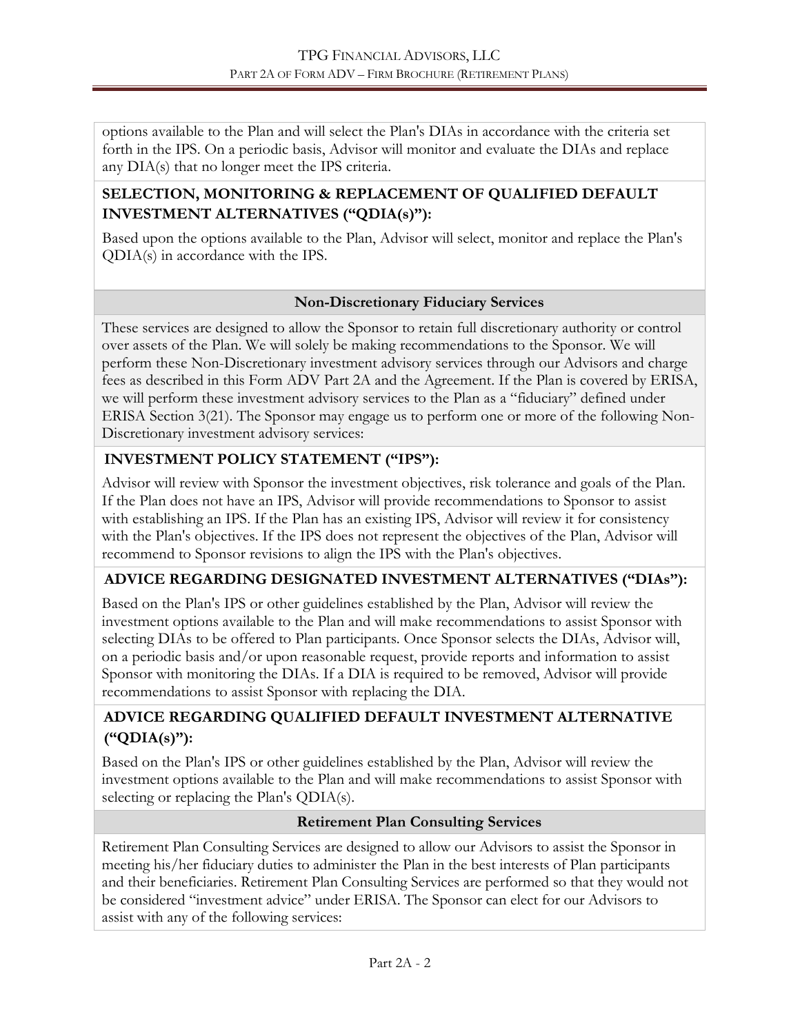options available to the Plan and will select the Plan's DIAs in accordance with the criteria set forth in the IPS. On a periodic basis, Advisor will monitor and evaluate the DIAs and replace any DIA(s) that no longer meet the IPS criteria.

**SELECTION, MONITORING & REPLACEMENT OF QUALIFIED DEFAULT INVESTMENT ALTERNATIVES ("QDIA(s)"):**

Based upon the options available to the Plan, Advisor will select, monitor and replace the Plan's QDIA(s) in accordance with the IPS.

### Non-Discretionary Fiduciary Services

These services are designed to allow the Sponsor to retain full discretionary authority or control over assets of the Plan. We will solely be making recommendations to the Sponsor. We will perform these Non-Discretionary investment advisory services through our Advisors and charge fees as described in this Form ADV Part 2A and the Agreement. If the Plan is covered by ERISA, we will perform these investment advisory services to the Plan as a "fiduciary" defined under ERISA Section 3(21). The Sponsor may engage us to perform one or more of the following Non-Discretionary investment advisory services:

**INVESTMENT POLICY STATEMENT ("IPS"):**

Advisor will review with Sponsor the investment objectives, risk tolerance and goals of the Plan. If the Plan does not have an IPS, Advisor will provide recommendations to Sponsor to assist with establishing an IPS. If the Plan has an existing IPS, Advisor will review it for consistency with the Plan's objectives. If the IPS does not represent the objectives of the Plan, Advisor will recommend to Sponsor revisions to align the IPS with the Plan's objectives.

**ADVICE REGARDING DESIGNATED INVESTMENT ALTERNATIVES ("DIAs"):**

Based on the Plan's IPS or other guidelines established by the Plan, Advisor will review the investment options available to the Plan and will make recommendations to assist Sponsor with selecting DIAs to be offered to Plan participants. Once Sponsor selects the DIAs, Advisor will, on a periodic basis and/or upon reasonable request, provide reports and information to assist Sponsor with monitoring the DIAs. If a DIA is required to be removed, Advisor will provide recommendations to assist Sponsor with replacing the DIA.

**ADVICE REGARDING QUALIFIED DEFAULT INVESTMENT ALTERNATIVE ("QDIA(s)"):**

Based on the Plan's IPS or other guidelines established by the Plan, Advisor will review the investment options available to the Plan and will make recommendations to assist Sponsor with selecting or replacing the Plan's QDIA(s).

### Retirement Plan Consulting Services

Retirement Plan Consulting Services are designed to allow our Advisors to assist the Sponsor in meeting his/her fiduciary duties to administer the Plan in the best interests of Plan participants and their beneficiaries. Retirement Plan Consulting Services are performed so that they would not be considered "investment advice" under ERISA. The Sponsor can elect for our Advisors to assist with any of the following services: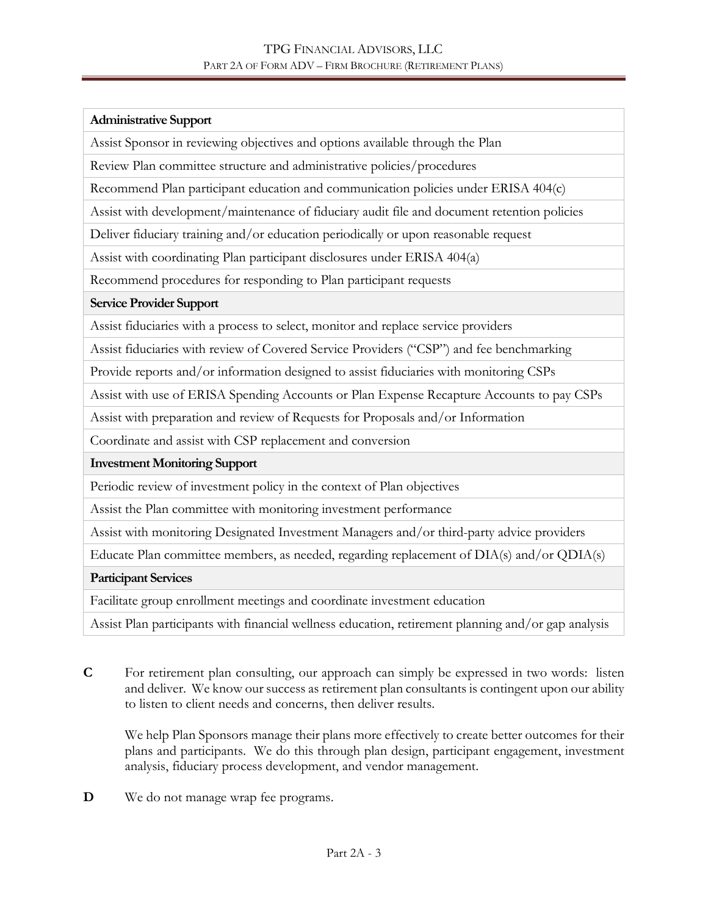| **Administrative Support** |
| --- |
| Assist Sponsor in reviewing objectives and options available through the Plan |
| Review Plan committee structure and administrative policies/procedures |
| Recommend Plan participant education and communication policies under ERISA 404(c) |
| Assist with development/maintenance of fiduciary audit file and document retention policies |
| Deliver fiduciary training and/or education periodically or upon reasonable request |
| Assist with coordinating Plan participant disclosures under ERISA 404(a) |
| Recommend procedures for responding to Plan participant requests |
| **Service Provider Support** |
| Assist fiduciaries with a process to select, monitor and replace service providers |
| Assist fiduciaries with review of Covered Service Providers ("CSP") and fee benchmarking |
| Provide reports and/or information designed to assist fiduciaries with monitoring CSPs |
| Assist with use of ERISA Spending Accounts or Plan Expense Recapture Accounts to pay CSPs |
| Assist with preparation and review of Requests for Proposals and/or Information |
| Coordinate and assist with CSP replacement and conversion |
| **Investment Monitoring Support** |
| Periodic review of investment policy in the context of Plan objectives |
| Assist the Plan committee with monitoring investment performance |
| Assist with monitoring Designated Investment Managers and/or third-party advice providers |
| Educate Plan committee members, as needed, regarding replacement of DIA(s) and/or QDIA(s) |
| **Participant Services** |
| Facilitate group enrollment meetings and coordinate investment education |
| Assist Plan participants with financial wellness education, retirement planning and/or gap analysis |

**C** For retirement plan consulting, our approach can simply be expressed in two words: listen and deliver. We know our success as retirement plan consultants is contingent upon our ability to listen to client needs and concerns, then deliver results.

We help Plan Sponsors manage their plans more effectively to create better outcomes for their plans and participants. We do this through plan design, participant engagement, investment analysis, fiduciary process development, and vendor management.

**D** We do not manage wrap fee programs.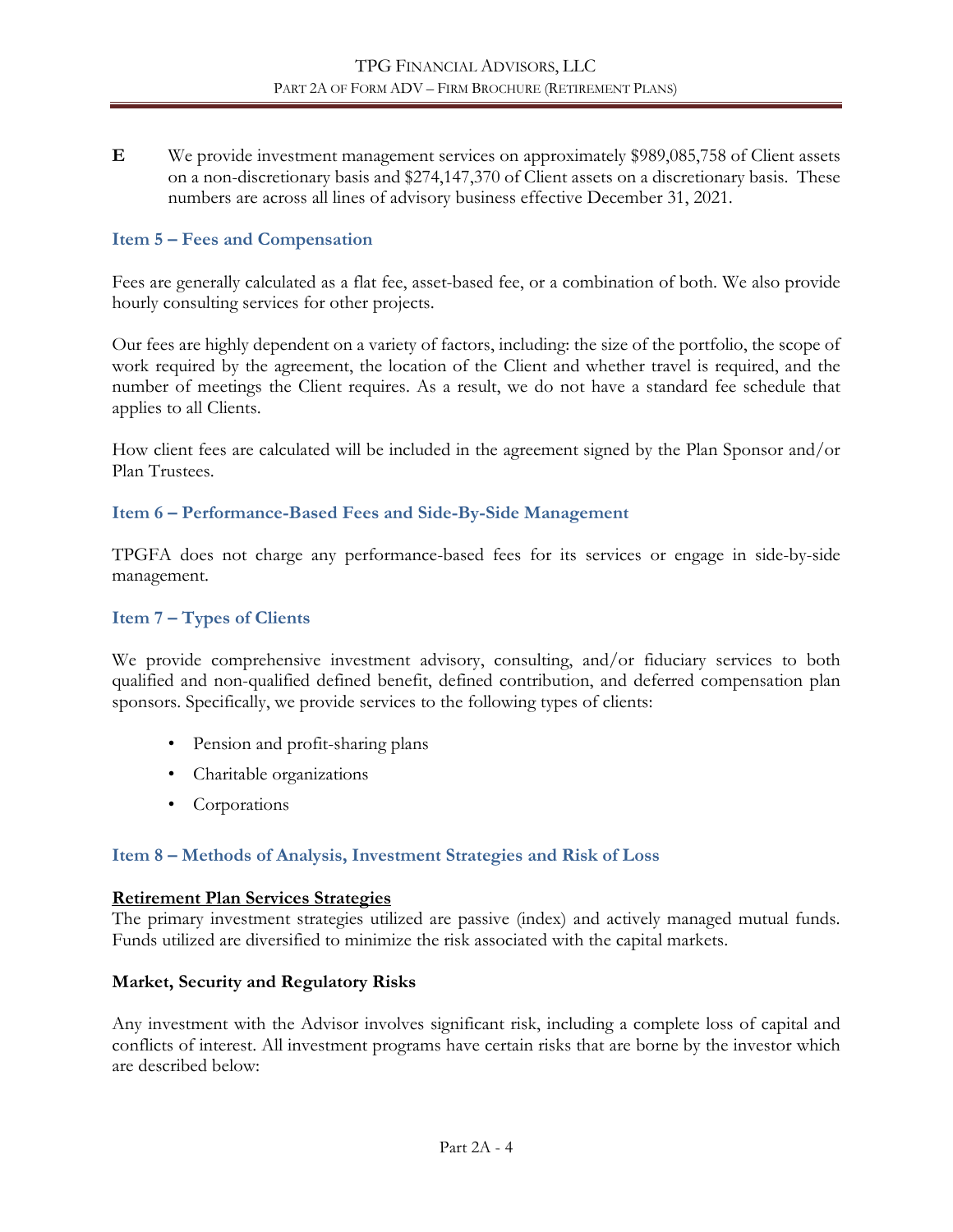**E** We provide investment management services on approximately $989,085,758 of Client assets on a non-discretionary basis and $274,147,370 of Client assets on a discretionary basis. These numbers are across all lines of advisory business effective December 31, 2021.

## Item 5 – Fees and Compensation

Fees are generally calculated as a flat fee, asset-based fee, or a combination of both. We also provide hourly consulting services for other projects.

Our fees are highly dependent on a variety of factors, including: the size of the portfolio, the scope of work required by the agreement, the location of the Client and whether travel is required, and the number of meetings the Client requires. As a result, we do not have a standard fee schedule that applies to all Clients.

How client fees are calculated will be included in the agreement signed by the Plan Sponsor and/or Plan Trustees.

## Item 6 – Performance-Based Fees and Side-By-Side Management

TPGFA does not charge any performance-based fees for its services or engage in side-by-side management.

## Item 7 – Types of Clients

We provide comprehensive investment advisory, consulting, and/or fiduciary services to both qualified and non-qualified defined benefit, defined contribution, and deferred compensation plan sponsors. Specifically, we provide services to the following types of clients:

- Pension and profit-sharing plans
- Charitable organizations
- Corporations

## Item 8 – Methods of Analysis, Investment Strategies and Risk of Loss

**Retirement Plan Services Strategies**

The primary investment strategies utilized are passive (index) and actively managed mutual funds. Funds utilized are diversified to minimize the risk associated with the capital markets.

**Market, Security and Regulatory Risks**

Any investment with the Advisor involves significant risk, including a complete loss of capital and conflicts of interest. All investment programs have certain risks that are borne by the investor which are described below: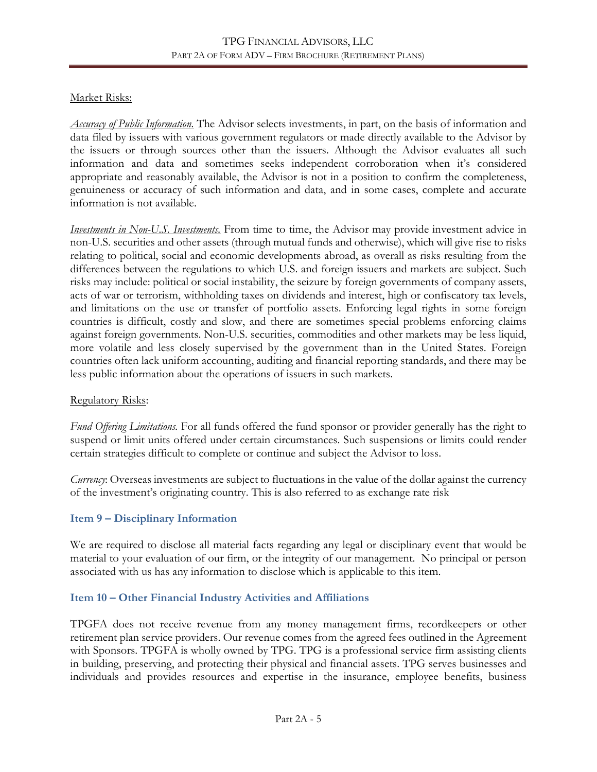Market Risks:

*Accuracy of Public Information.* The Advisor selects investments, in part, on the basis of information and data filed by issuers with various government regulators or made directly available to the Advisor by the issuers or through sources other than the issuers. Although the Advisor evaluates all such information and data and sometimes seeks independent corroboration when it's considered appropriate and reasonably available, the Advisor is not in a position to confirm the completeness, genuineness or accuracy of such information and data, and in some cases, complete and accurate information is not available.

*Investments in Non-U.S. Investments.* From time to time, the Advisor may provide investment advice in non-U.S. securities and other assets (through mutual funds and otherwise), which will give rise to risks relating to political, social and economic developments abroad, as overall as risks resulting from the differences between the regulations to which U.S. and foreign issuers and markets are subject. Such risks may include: political or social instability, the seizure by foreign governments of company assets, acts of war or terrorism, withholding taxes on dividends and interest, high or confiscatory tax levels, and limitations on the use or transfer of portfolio assets. Enforcing legal rights in some foreign countries is difficult, costly and slow, and there are sometimes special problems enforcing claims against foreign governments. Non-U.S. securities, commodities and other markets may be less liquid, more volatile and less closely supervised by the government than in the United States. Foreign countries often lack uniform accounting, auditing and financial reporting standards, and there may be less public information about the operations of issuers in such markets.

Regulatory Risks:

*Fund Offering Limitations.* For all funds offered the fund sponsor or provider generally has the right to suspend or limit units offered under certain circumstances. Such suspensions or limits could render certain strategies difficult to complete or continue and subject the Advisor to loss.

*Currency*: Overseas investments are subject to fluctuations in the value of the dollar against the currency of the investment's originating country. This is also referred to as exchange rate risk

## Item 9 – Disciplinary Information

We are required to disclose all material facts regarding any legal or disciplinary event that would be material to your evaluation of our firm, or the integrity of our management. No principal or person associated with us has any information to disclose which is applicable to this item.

## Item 10 – Other Financial Industry Activities and Affiliations

TPGFA does not receive revenue from any money management firms, recordkeepers or other retirement plan service providers. Our revenue comes from the agreed fees outlined in the Agreement with Sponsors. TPGFA is wholly owned by TPG. TPG is a professional service firm assisting clients in building, preserving, and protecting their physical and financial assets. TPG serves businesses and individuals and provides resources and expertise in the insurance, employee benefits, business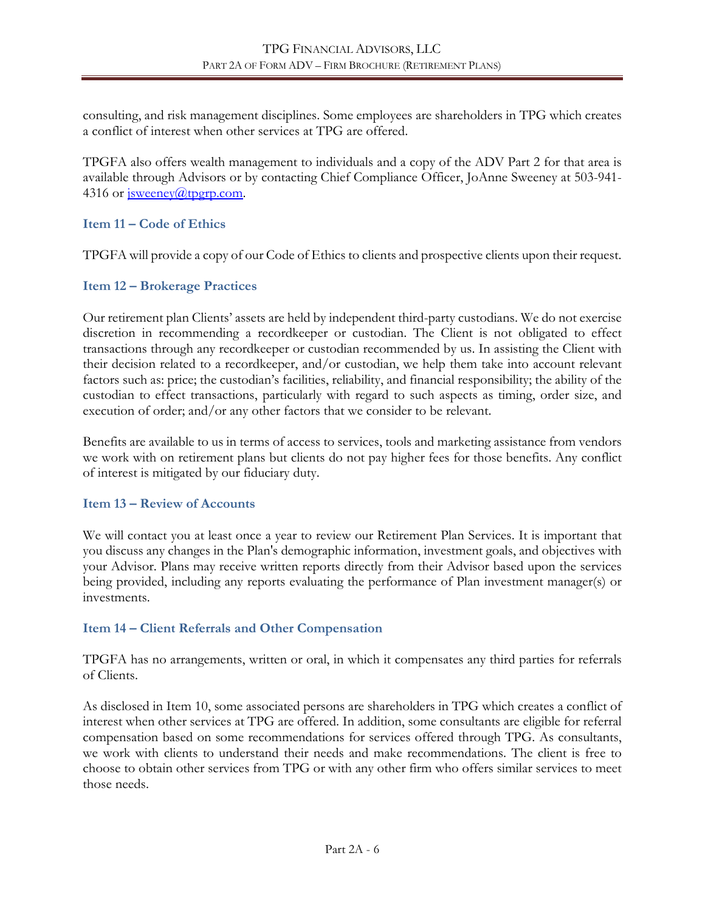consulting, and risk management disciplines. Some employees are shareholders in TPG which creates a conflict of interest when other services at TPG are offered.

TPGFA also offers wealth management to individuals and a copy of the ADV Part 2 for that area is available through Advisors or by contacting Chief Compliance Officer, JoAnne Sweeney at 503-941-4316 or jsweeney@tpgrp.com.

## Item 11 – Code of Ethics

TPGFA will provide a copy of our Code of Ethics to clients and prospective clients upon their request.

## Item 12 – Brokerage Practices

Our retirement plan Clients' assets are held by independent third-party custodians. We do not exercise discretion in recommending a recordkeeper or custodian. The Client is not obligated to effect transactions through any recordkeeper or custodian recommended by us. In assisting the Client with their decision related to a recordkeeper, and/or custodian, we help them take into account relevant factors such as: price; the custodian's facilities, reliability, and financial responsibility; the ability of the custodian to effect transactions, particularly with regard to such aspects as timing, order size, and execution of order; and/or any other factors that we consider to be relevant.

Benefits are available to us in terms of access to services, tools and marketing assistance from vendors we work with on retirement plans but clients do not pay higher fees for those benefits. Any conflict of interest is mitigated by our fiduciary duty.

## Item 13 – Review of Accounts

We will contact you at least once a year to review our Retirement Plan Services. It is important that you discuss any changes in the Plan's demographic information, investment goals, and objectives with your Advisor. Plans may receive written reports directly from their Advisor based upon the services being provided, including any reports evaluating the performance of Plan investment manager(s) or investments.

## Item 14 – Client Referrals and Other Compensation

TPGFA has no arrangements, written or oral, in which it compensates any third parties for referrals of Clients.

As disclosed in Item 10, some associated persons are shareholders in TPG which creates a conflict of interest when other services at TPG are offered. In addition, some consultants are eligible for referral compensation based on some recommendations for services offered through TPG. As consultants, we work with clients to understand their needs and make recommendations. The client is free to choose to obtain other services from TPG or with any other firm who offers similar services to meet those needs.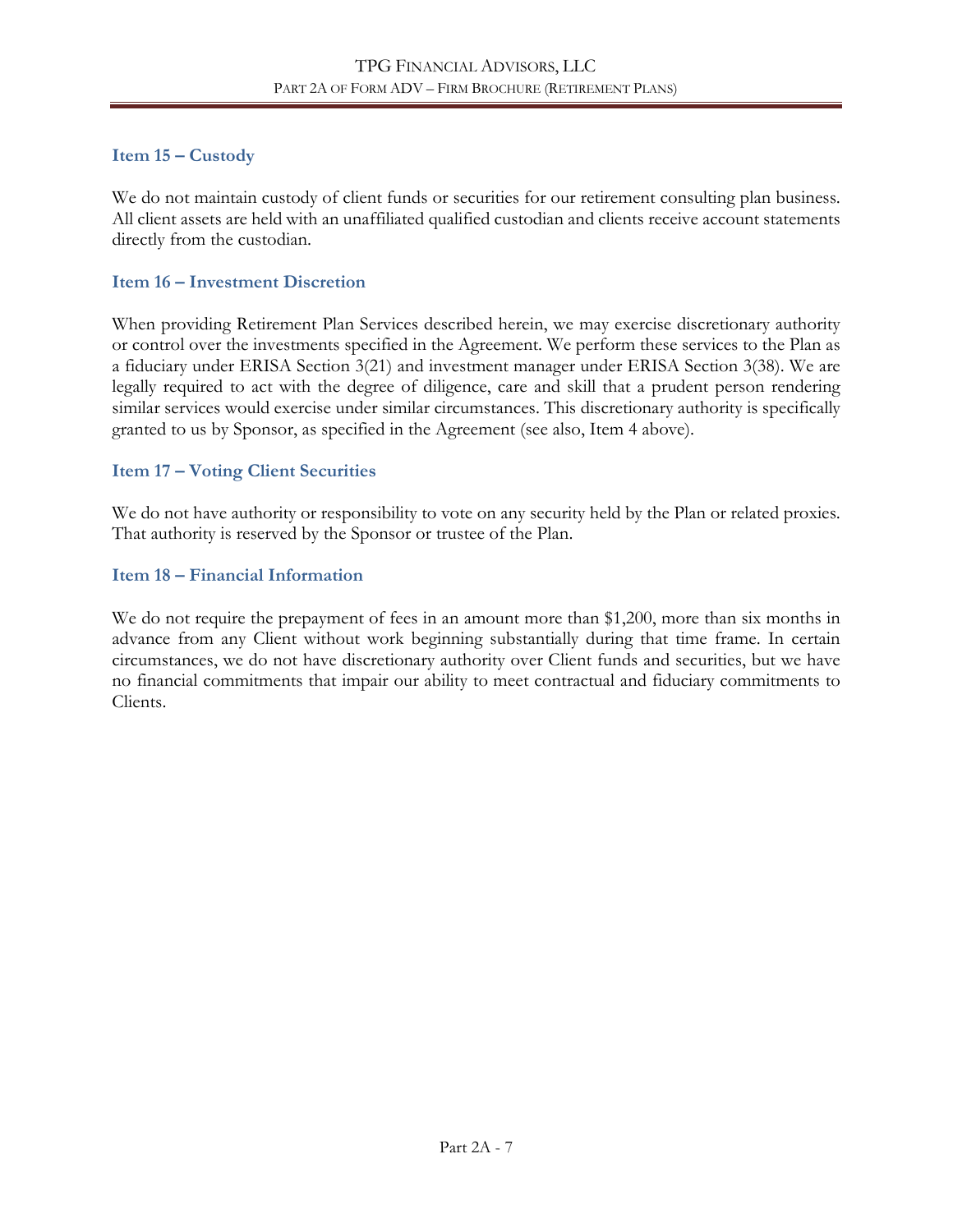### Item 15 – Custody

We do not maintain custody of client funds or securities for our retirement consulting plan business. All client assets are held with an unaffiliated qualified custodian and clients receive account statements directly from the custodian.

### Item 16 – Investment Discretion

When providing Retirement Plan Services described herein, we may exercise discretionary authority or control over the investments specified in the Agreement. We perform these services to the Plan as a fiduciary under ERISA Section 3(21) and investment manager under ERISA Section 3(38). We are legally required to act with the degree of diligence, care and skill that a prudent person rendering similar services would exercise under similar circumstances. This discretionary authority is specifically granted to us by Sponsor, as specified in the Agreement (see also, Item 4 above).

### Item 17 – Voting Client Securities

We do not have authority or responsibility to vote on any security held by the Plan or related proxies. That authority is reserved by the Sponsor or trustee of the Plan.

### Item 18 – Financial Information

We do not require the prepayment of fees in an amount more than $1,200, more than six months in advance from any Client without work beginning substantially during that time frame. In certain circumstances, we do not have discretionary authority over Client funds and securities, but we have no financial commitments that impair our ability to meet contractual and fiduciary commitments to Clients.